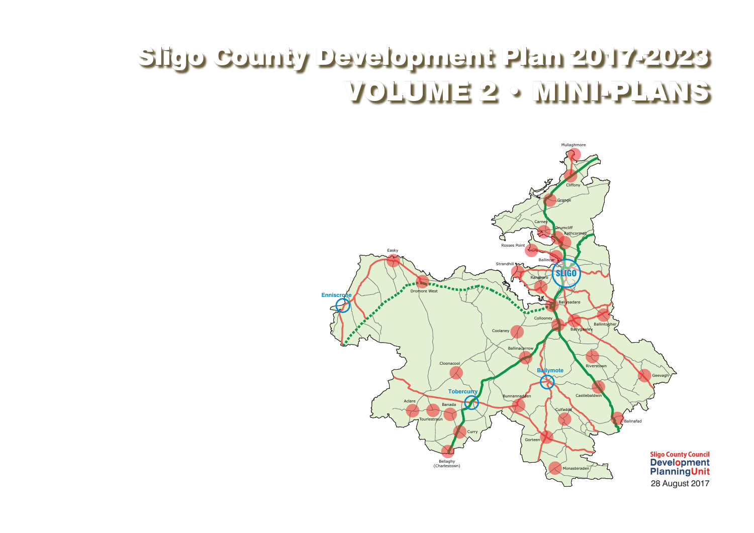# Sligo County Development Plan 2017-2023

# VOLUME 2 • MINI-PLANS

Mullaghmore

Cliffony

Grange

Carney

Drumcliff

Rathcormac

Rosses Point

Ballincar

Strandhill

SLIGO

Ransboro

Easky

Enniscrone

Dromore West

Ballysadare

Collooney

Ballygawley

Ballintogher

Coolaney

Ballinacarrow

Riverstown

Geevagh

Cloonacool

Ballymote

Tobercurry

Bunnanadden

Castlebaldwin

Aclare

Banada

Tourlestraun

Culfadda

Balinafad

Curry

Gorteen

Bellaghy (Charlestown)

Monasteraden

**Sligo County Council**
**Development Planning Unit**

28 August 2017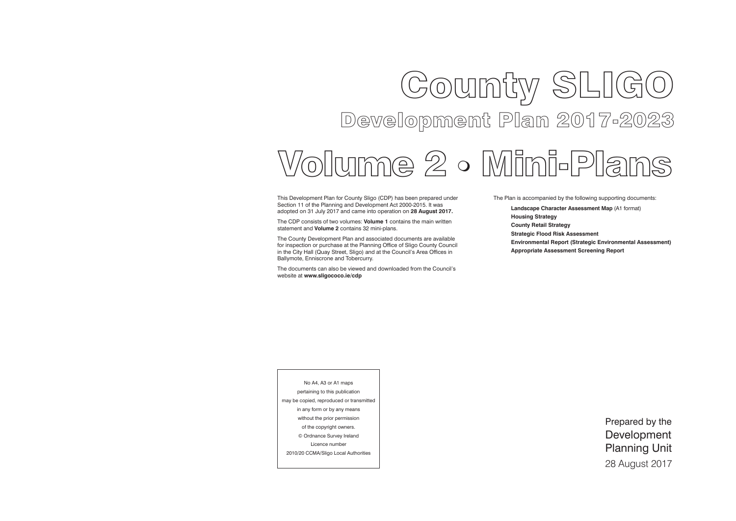# County SLIGO

## Development Plan 2017-2023

# Volume 2 • Mini-Plans

This Development Plan for County Sligo (CDP) has been prepared under Section 11 of the Planning and Development Act 2000-2015. It was adopted on 31 July 2017 and came into operation on **28 August 2017.**

The CDP consists of two volumes: **Volume 1** contains the main written statement and **Volume 2** contains 32 mini-plans.

The County Development Plan and associated documents are available for inspection or purchase at the Planning Office of Sligo County Council in the City Hall (Quay Street, Sligo) and at the Council's Area Offices in Ballymote, Enniscrone and Tobercurry.

The documents can also be viewed and downloaded from the Council's website at **www.sligococo.ie/cdp**

The Plan is accompanied by the following supporting documents:

**Landscape Character Assessment Map** (A1 format)
**Housing Strategy**
**County Retail Strategy**
**Strategic Flood Risk Assessment**
**Environmental Report (Strategic Environmental Assessment)**
**Appropriate Assessment Screening Report**

No A4, A3 or A1 maps pertaining to this publication may be copied, reproduced or transmitted in any form or by any means without the prior permission of the copyright owners.
© Ordnance Survey Ireland
Licence number
2010/20 CCMA/Sligo Local Authorities

Prepared by the
Development
Planning Unit
28 August 2017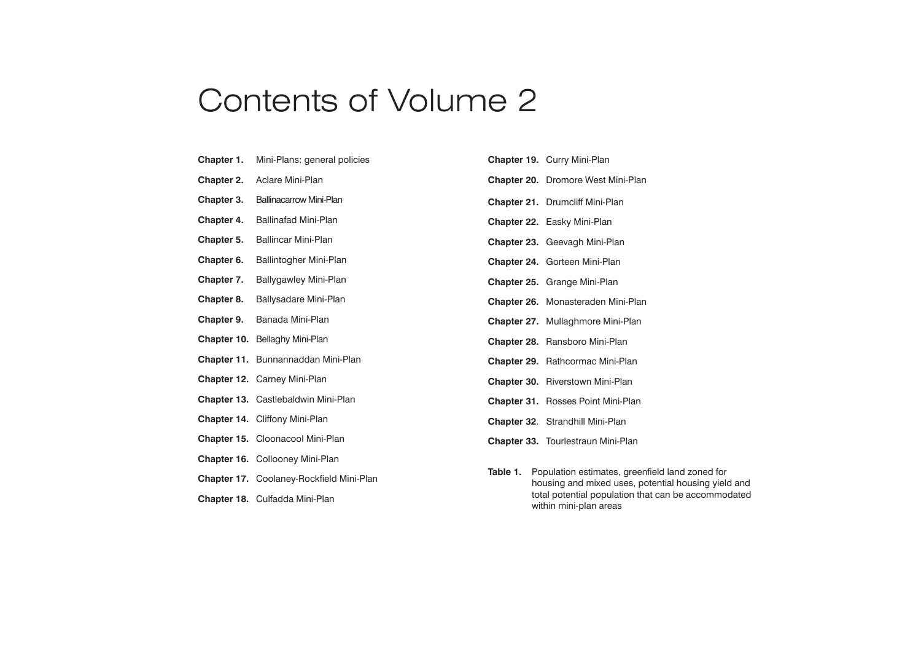# Contents of Volume 2

**Chapter 1.** Mini-Plans: general policies

**Chapter 2.** Aclare Mini-Plan

**Chapter 3.** Ballinacarrow Mini-Plan

**Chapter 4.** Ballinafad Mini-Plan

**Chapter 5.** Ballincar Mini-Plan

**Chapter 6.** Ballintogher Mini-Plan

**Chapter 7.** Ballygawley Mini-Plan

**Chapter 8.** Ballysadare Mini-Plan

**Chapter 9.** Banada Mini-Plan

**Chapter 10.** Bellaghy Mini-Plan

**Chapter 11.** Bunnannaddan Mini-Plan

**Chapter 12.** Carney Mini-Plan

**Chapter 13.** Castlebaldwin Mini-Plan

**Chapter 14.** Cliffony Mini-Plan

**Chapter 15.** Cloonacool Mini-Plan

**Chapter 16.** Collooney Mini-Plan

**Chapter 17.** Coolaney-Rockfield Mini-Plan

**Chapter 18.** Culfadda Mini-Plan

**Chapter 19.** Curry Mini-Plan

**Chapter 20.** Dromore West Mini-Plan

**Chapter 21.** Drumcliff Mini-Plan

**Chapter 22.** Easky Mini-Plan

**Chapter 23.** Geevagh Mini-Plan

**Chapter 24.** Gorteen Mini-Plan

**Chapter 25.** Grange Mini-Plan

**Chapter 26.** Monasteraden Mini-Plan

**Chapter 27.** Mullaghmore Mini-Plan

**Chapter 28.** Ransboro Mini-Plan

**Chapter 29.** Rathcormac Mini-Plan

**Chapter 30.** Riverstown Mini-Plan

**Chapter 31.** Rosses Point Mini-Plan

**Chapter 32**. Strandhill Mini-Plan

**Chapter 33.** Tourlestraun Mini-Plan

**Table 1.** Population estimates, greenfield land zoned for housing and mixed uses, potential housing yield and total potential population that can be accommodated within mini-plan areas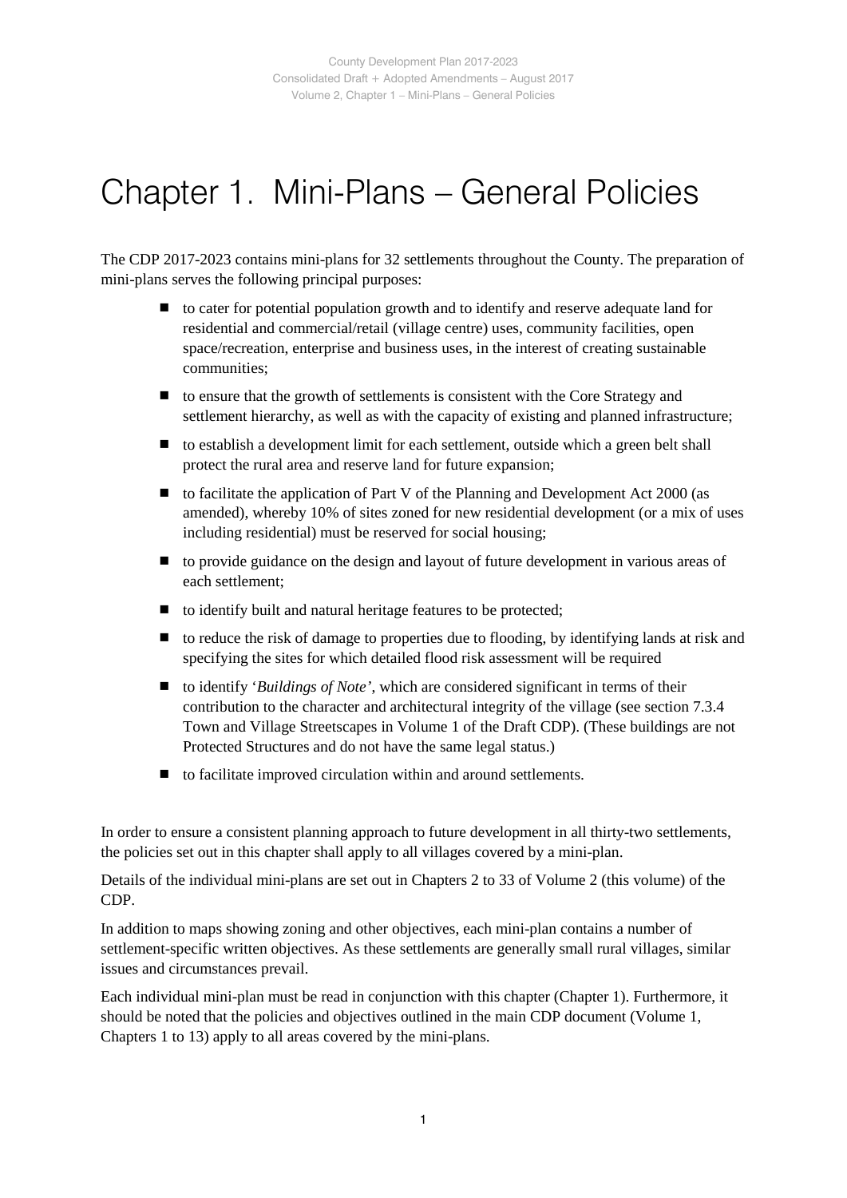# Chapter 1. Mini-Plans – General Policies

The CDP 2017-2023 contains mini-plans for 32 settlements throughout the County. The preparation of mini-plans serves the following principal purposes:

- to cater for potential population growth and to identify and reserve adequate land for residential and commercial/retail (village centre) uses, community facilities, open space/recreation, enterprise and business uses, in the interest of creating sustainable communities;
- to ensure that the growth of settlements is consistent with the Core Strategy and settlement hierarchy, as well as with the capacity of existing and planned infrastructure;
- to establish a development limit for each settlement, outside which a green belt shall protect the rural area and reserve land for future expansion;
- to facilitate the application of Part V of the Planning and Development Act 2000 (as amended), whereby 10% of sites zoned for new residential development (or a mix of uses including residential) must be reserved for social housing;
- to provide guidance on the design and layout of future development in various areas of each settlement;
- to identify built and natural heritage features to be protected;
- to reduce the risk of damage to properties due to flooding, by identifying lands at risk and specifying the sites for which detailed flood risk assessment will be required
- to identify '*Buildings of Note'*, which are considered significant in terms of their contribution to the character and architectural integrity of the village (see section 7.3.4 Town and Village Streetscapes in Volume 1 of the Draft CDP). (These buildings are not Protected Structures and do not have the same legal status.)
- to facilitate improved circulation within and around settlements.

In order to ensure a consistent planning approach to future development in all thirty-two settlements, the policies set out in this chapter shall apply to all villages covered by a mini-plan.

Details of the individual mini-plans are set out in Chapters 2 to 33 of Volume 2 (this volume) of the CDP.

In addition to maps showing zoning and other objectives, each mini-plan contains a number of settlement-specific written objectives. As these settlements are generally small rural villages, similar issues and circumstances prevail.

Each individual mini-plan must be read in conjunction with this chapter (Chapter 1). Furthermore, it should be noted that the policies and objectives outlined in the main CDP document (Volume 1, Chapters 1 to 13) apply to all areas covered by the mini-plans.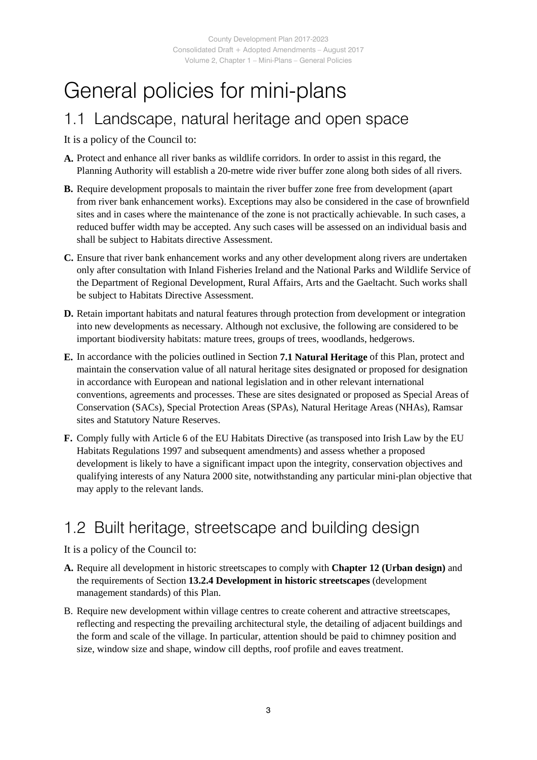# General policies for mini-plans

## 1.1 Landscape, natural heritage and open space

It is a policy of the Council to:

**A.** Protect and enhance all river banks as wildlife corridors. In order to assist in this regard, the Planning Authority will establish a 20-metre wide river buffer zone along both sides of all rivers.

**B.** Require development proposals to maintain the river buffer zone free from development (apart from river bank enhancement works). Exceptions may also be considered in the case of brownfield sites and in cases where the maintenance of the zone is not practically achievable. In such cases, a reduced buffer width may be accepted. Any such cases will be assessed on an individual basis and shall be subject to Habitats directive Assessment.

**C.** Ensure that river bank enhancement works and any other development along rivers are undertaken only after consultation with Inland Fisheries Ireland and the National Parks and Wildlife Service of the Department of Regional Development, Rural Affairs, Arts and the Gaeltacht. Such works shall be subject to Habitats Directive Assessment.

**D.** Retain important habitats and natural features through protection from development or integration into new developments as necessary. Although not exclusive, the following are considered to be important biodiversity habitats: mature trees, groups of trees, woodlands, hedgerows.

**E.** In accordance with the policies outlined in Section **7.1 Natural Heritage** of this Plan, protect and maintain the conservation value of all natural heritage sites designated or proposed for designation in accordance with European and national legislation and in other relevant international conventions, agreements and processes. These are sites designated or proposed as Special Areas of Conservation (SACs), Special Protection Areas (SPAs), Natural Heritage Areas (NHAs), Ramsar sites and Statutory Nature Reserves.

**F.** Comply fully with Article 6 of the EU Habitats Directive (as transposed into Irish Law by the EU Habitats Regulations 1997 and subsequent amendments) and assess whether a proposed development is likely to have a significant impact upon the integrity, conservation objectives and qualifying interests of any Natura 2000 site, notwithstanding any particular mini-plan objective that may apply to the relevant lands.

## 1.2 Built heritage, streetscape and building design

It is a policy of the Council to:

**A.** Require all development in historic streetscapes to comply with **Chapter 12 (Urban design)** and the requirements of Section **13.2.4 Development in historic streetscapes** (development management standards) of this Plan.

B. Require new development within village centres to create coherent and attractive streetscapes, reflecting and respecting the prevailing architectural style, the detailing of adjacent buildings and the form and scale of the village. In particular, attention should be paid to chimney position and size, window size and shape, window cill depths, roof profile and eaves treatment.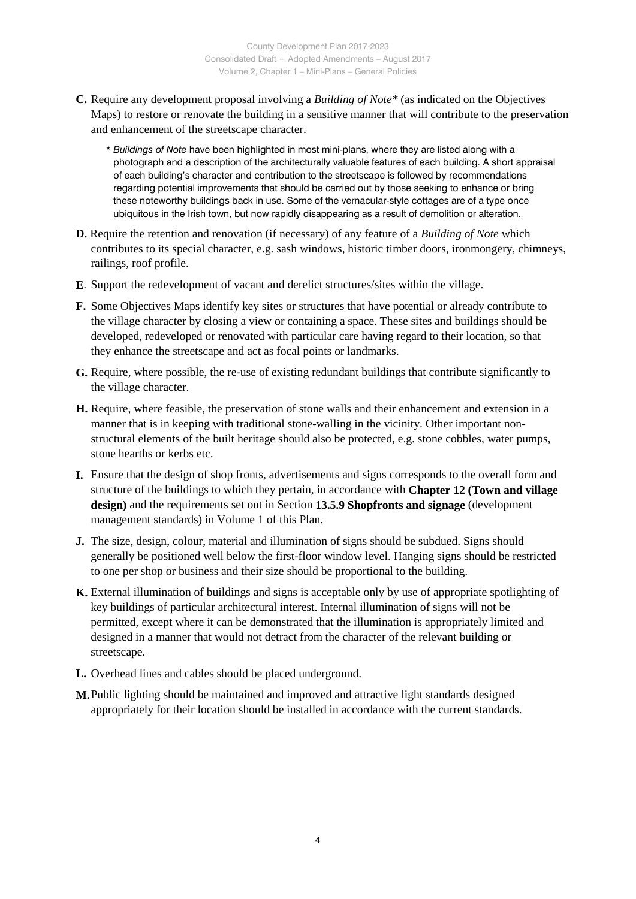**C.** Require any development proposal involving a *Building of Note** (as indicated on the Objectives Maps) to restore or renovate the building in a sensitive manner that will contribute to the preservation and enhancement of the streetscape character.

\* *Buildings of Note* have been highlighted in most mini-plans, where they are listed along with a photograph and a description of the architecturally valuable features of each building. A short appraisal of each building's character and contribution to the streetscape is followed by recommendations regarding potential improvements that should be carried out by those seeking to enhance or bring these noteworthy buildings back in use. Some of the vernacular-style cottages are of a type once ubiquitous in the Irish town, but now rapidly disappearing as a result of demolition or alteration.

**D.** Require the retention and renovation (if necessary) of any feature of a *Building of Note* which contributes to its special character, e.g. sash windows, historic timber doors, ironmongery, chimneys, railings, roof profile.

**E**. Support the redevelopment of vacant and derelict structures/sites within the village.

**F.** Some Objectives Maps identify key sites or structures that have potential or already contribute to the village character by closing a view or containing a space. These sites and buildings should be developed, redeveloped or renovated with particular care having regard to their location, so that they enhance the streetscape and act as focal points or landmarks.

**G.** Require, where possible, the re-use of existing redundant buildings that contribute significantly to the village character.

**H.** Require, where feasible, the preservation of stone walls and their enhancement and extension in a manner that is in keeping with traditional stone-walling in the vicinity. Other important non-structural elements of the built heritage should also be protected, e.g. stone cobbles, water pumps, stone hearths or kerbs etc.

**I.** Ensure that the design of shop fronts, advertisements and signs corresponds to the overall form and structure of the buildings to which they pertain, in accordance with **Chapter 12 (Town and village design)** and the requirements set out in Section **13.5.9 Shopfronts and signage** (development management standards) in Volume 1 of this Plan.

**J.** The size, design, colour, material and illumination of signs should be subdued. Signs should generally be positioned well below the first-floor window level. Hanging signs should be restricted to one per shop or business and their size should be proportional to the building.

**K.** External illumination of buildings and signs is acceptable only by use of appropriate spotlighting of key buildings of particular architectural interest. Internal illumination of signs will not be permitted, except where it can be demonstrated that the illumination is appropriately limited and designed in a manner that would not detract from the character of the relevant building or streetscape.

**L.** Overhead lines and cables should be placed underground.

**M.** Public lighting should be maintained and improved and attractive light standards designed appropriately for their location should be installed in accordance with the current standards.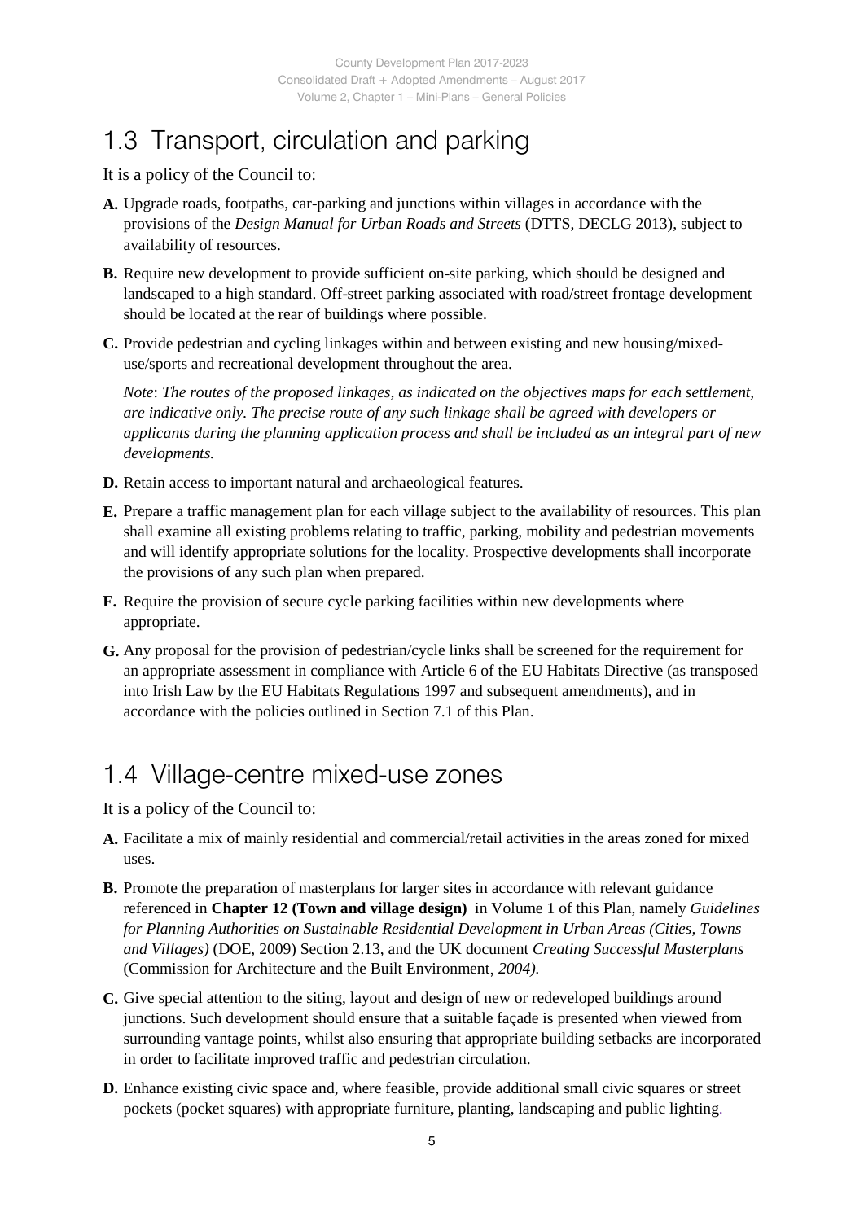## 1.3 Transport, circulation and parking

It is a policy of the Council to:

**A.** Upgrade roads, footpaths, car-parking and junctions within villages in accordance with the provisions of the *Design Manual for Urban Roads and Streets* (DTTS, DECLG 2013), subject to availability of resources.

**B.** Require new development to provide sufficient on-site parking, which should be designed and landscaped to a high standard. Off-street parking associated with road/street frontage development should be located at the rear of buildings where possible.

**C.** Provide pedestrian and cycling linkages within and between existing and new housing/mixed-use/sports and recreational development throughout the area.

*Note*: *The routes of the proposed linkages, as indicated on the objectives maps for each settlement, are indicative only. The precise route of any such linkage shall be agreed with developers or applicants during the planning application process and shall be included as an integral part of new developments.*

**D.** Retain access to important natural and archaeological features.

**E.** Prepare a traffic management plan for each village subject to the availability of resources. This plan shall examine all existing problems relating to traffic, parking, mobility and pedestrian movements and will identify appropriate solutions for the locality. Prospective developments shall incorporate the provisions of any such plan when prepared.

**F.** Require the provision of secure cycle parking facilities within new developments where appropriate.

**G.** Any proposal for the provision of pedestrian/cycle links shall be screened for the requirement for an appropriate assessment in compliance with Article 6 of the EU Habitats Directive (as transposed into Irish Law by the EU Habitats Regulations 1997 and subsequent amendments), and in accordance with the policies outlined in Section 7.1 of this Plan.

## 1.4 Village-centre mixed-use zones

It is a policy of the Council to:

**A.** Facilitate a mix of mainly residential and commercial/retail activities in the areas zoned for mixed uses.

**B.** Promote the preparation of masterplans for larger sites in accordance with relevant guidance referenced in **Chapter 12 (Town and village design)** in Volume 1 of this Plan, namely *Guidelines for Planning Authorities on Sustainable Residential Development in Urban Areas (Cities, Towns and Villages)* (DOE, 2009) Section 2.13, and the UK document *Creating Successful Masterplans* (Commission for Architecture and the Built Environment, *2004).*

**C.** Give special attention to the siting, layout and design of new or redeveloped buildings around junctions. Such development should ensure that a suitable façade is presented when viewed from surrounding vantage points, whilst also ensuring that appropriate building setbacks are incorporated in order to facilitate improved traffic and pedestrian circulation.

**D.** Enhance existing civic space and, where feasible, provide additional small civic squares or street pockets (pocket squares) with appropriate furniture, planting, landscaping and public lighting.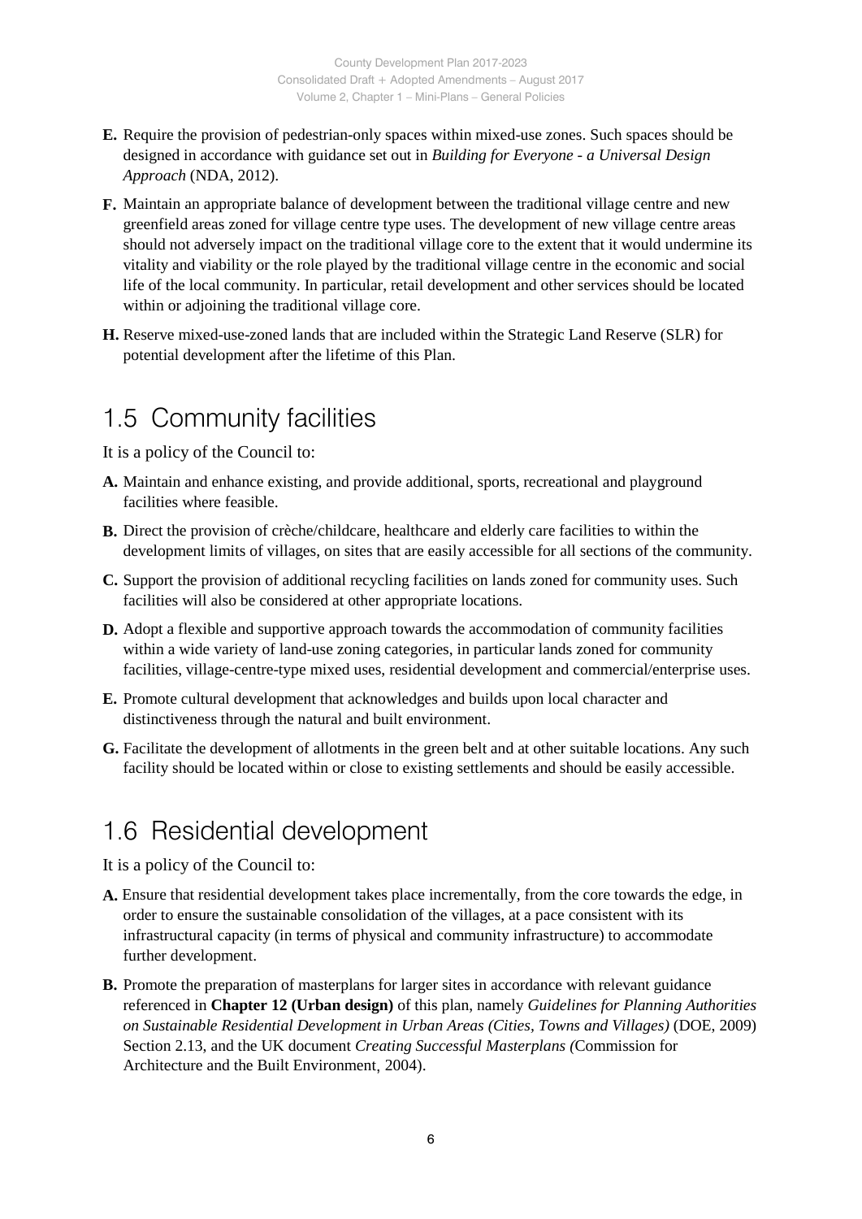**E.** Require the provision of pedestrian-only spaces within mixed-use zones. Such spaces should be designed in accordance with guidance set out in *Building for Everyone - a Universal Design Approach* (NDA, 2012).

**F.** Maintain an appropriate balance of development between the traditional village centre and new greenfield areas zoned for village centre type uses. The development of new village centre areas should not adversely impact on the traditional village core to the extent that it would undermine its vitality and viability or the role played by the traditional village centre in the economic and social life of the local community. In particular, retail development and other services should be located within or adjoining the traditional village core.

**H.** Reserve mixed-use-zoned lands that are included within the Strategic Land Reserve (SLR) for potential development after the lifetime of this Plan.

## 1.5 Community facilities

It is a policy of the Council to:

**A.** Maintain and enhance existing, and provide additional, sports, recreational and playground facilities where feasible.

**B.** Direct the provision of crèche/childcare, healthcare and elderly care facilities to within the development limits of villages, on sites that are easily accessible for all sections of the community.

**C.** Support the provision of additional recycling facilities on lands zoned for community uses. Such facilities will also be considered at other appropriate locations.

**D.** Adopt a flexible and supportive approach towards the accommodation of community facilities within a wide variety of land-use zoning categories, in particular lands zoned for community facilities, village-centre-type mixed uses, residential development and commercial/enterprise uses.

**E.** Promote cultural development that acknowledges and builds upon local character and distinctiveness through the natural and built environment.

**G.** Facilitate the development of allotments in the green belt and at other suitable locations. Any such facility should be located within or close to existing settlements and should be easily accessible.

## 1.6 Residential development

It is a policy of the Council to:

**A.** Ensure that residential development takes place incrementally, from the core towards the edge, in order to ensure the sustainable consolidation of the villages, at a pace consistent with its infrastructural capacity (in terms of physical and community infrastructure) to accommodate further development.

**B.** Promote the preparation of masterplans for larger sites in accordance with relevant guidance referenced in **Chapter 12 (Urban design)** of this plan, namely *Guidelines for Planning Authorities on Sustainable Residential Development in Urban Areas (Cities, Towns and Villages)* (DOE, 2009) Section 2.13, and the UK document *Creating Successful Masterplans (*Commission for Architecture and the Built Environment, 2004).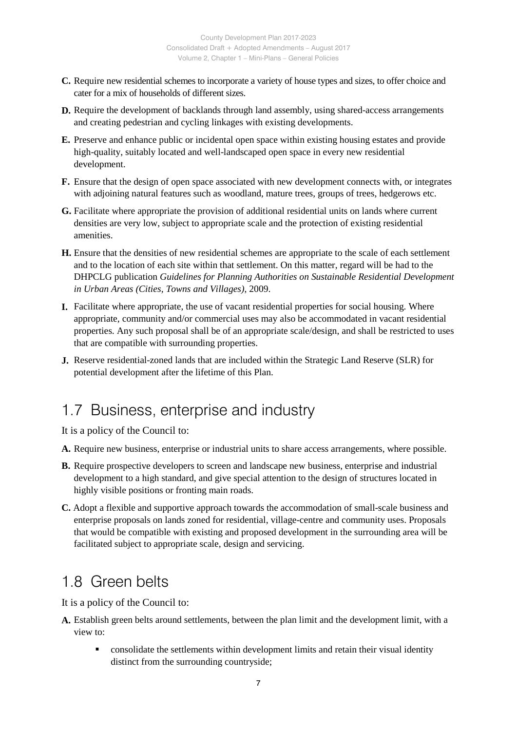**C.** Require new residential schemes to incorporate a variety of house types and sizes, to offer choice and cater for a mix of households of different sizes.

**D.** Require the development of backlands through land assembly, using shared-access arrangements and creating pedestrian and cycling linkages with existing developments.

**E.** Preserve and enhance public or incidental open space within existing housing estates and provide high-quality, suitably located and well-landscaped open space in every new residential development.

**F.** Ensure that the design of open space associated with new development connects with, or integrates with adjoining natural features such as woodland, mature trees, groups of trees, hedgerows etc.

**G.** Facilitate where appropriate the provision of additional residential units on lands where current densities are very low, subject to appropriate scale and the protection of existing residential amenities.

**H.** Ensure that the densities of new residential schemes are appropriate to the scale of each settlement and to the location of each site within that settlement. On this matter, regard will be had to the DHPCLG publication *Guidelines for Planning Authorities on Sustainable Residential Development in Urban Areas (Cities, Towns and Villages)*, 2009.

**I.** Facilitate where appropriate, the use of vacant residential properties for social housing. Where appropriate, community and/or commercial uses may also be accommodated in vacant residential properties. Any such proposal shall be of an appropriate scale/design, and shall be restricted to uses that are compatible with surrounding properties.

**J.** Reserve residential-zoned lands that are included within the Strategic Land Reserve (SLR) for potential development after the lifetime of this Plan.

## 1.7 Business, enterprise and industry

It is a policy of the Council to:

**A.** Require new business, enterprise or industrial units to share access arrangements, where possible.

**B.** Require prospective developers to screen and landscape new business, enterprise and industrial development to a high standard, and give special attention to the design of structures located in highly visible positions or fronting main roads.

**C.** Adopt a flexible and supportive approach towards the accommodation of small-scale business and enterprise proposals on lands zoned for residential, village-centre and community uses. Proposals that would be compatible with existing and proposed development in the surrounding area will be facilitated subject to appropriate scale, design and servicing.

## 1.8 Green belts

It is a policy of the Council to:

**A.** Establish green belts around settlements, between the plan limit and the development limit, with a view to:

- consolidate the settlements within development limits and retain their visual identity distinct from the surrounding countryside;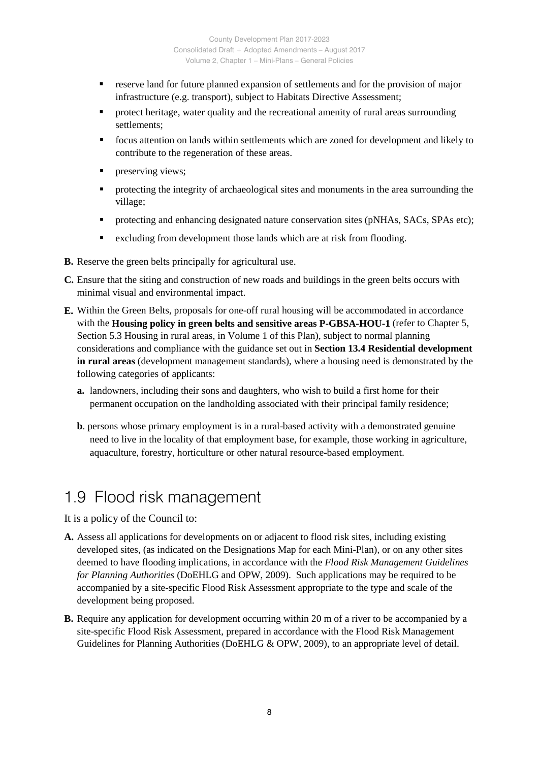- reserve land for future planned expansion of settlements and for the provision of major infrastructure (e.g. transport), subject to Habitats Directive Assessment;
- protect heritage, water quality and the recreational amenity of rural areas surrounding settlements;
- focus attention on lands within settlements which are zoned for development and likely to contribute to the regeneration of these areas.
- preserving views;
- protecting the integrity of archaeological sites and monuments in the area surrounding the village;
- protecting and enhancing designated nature conservation sites (pNHAs, SACs, SPAs etc);
- excluding from development those lands which are at risk from flooding.

**B.** Reserve the green belts principally for agricultural use.

**C.** Ensure that the siting and construction of new roads and buildings in the green belts occurs with minimal visual and environmental impact.

**E.** Within the Green Belts, proposals for one-off rural housing will be accommodated in accordance with the **Housing policy in green belts and sensitive areas P-GBSA-HOU-1** (refer to Chapter 5, Section 5.3 Housing in rural areas, in Volume 1 of this Plan), subject to normal planning considerations and compliance with the guidance set out in **Section 13.4 Residential development in rural areas** (development management standards), where a housing need is demonstrated by the following categories of applicants:

**a.** landowners, including their sons and daughters, who wish to build a first home for their permanent occupation on the landholding associated with their principal family residence;

**b**. persons whose primary employment is in a rural-based activity with a demonstrated genuine need to live in the locality of that employment base, for example, those working in agriculture, aquaculture, forestry, horticulture or other natural resource-based employment.

## 1.9 Flood risk management

It is a policy of the Council to:

**A.** Assess all applications for developments on or adjacent to flood risk sites, including existing developed sites, (as indicated on the Designations Map for each Mini-Plan), or on any other sites deemed to have flooding implications, in accordance with the *Flood Risk Management Guidelines for Planning Authorities* (DoEHLG and OPW, 2009). Such applications may be required to be accompanied by a site-specific Flood Risk Assessment appropriate to the type and scale of the development being proposed.

**B.** Require any application for development occurring within 20 m of a river to be accompanied by a site-specific Flood Risk Assessment, prepared in accordance with the Flood Risk Management Guidelines for Planning Authorities (DoEHLG & OPW, 2009), to an appropriate level of detail.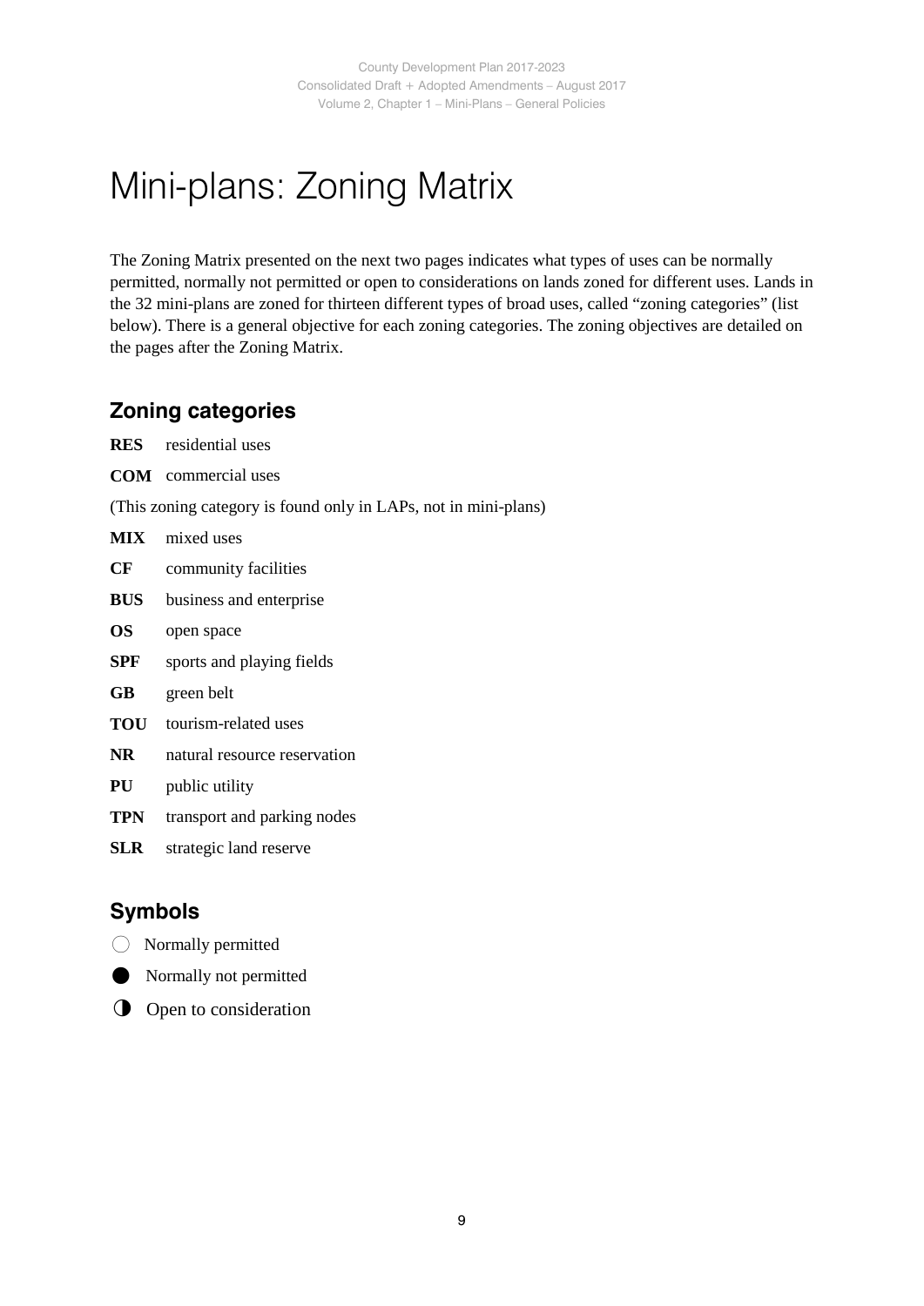# Mini-plans: Zoning Matrix

The Zoning Matrix presented on the next two pages indicates what types of uses can be normally permitted, normally not permitted or open to considerations on lands zoned for different uses. Lands in the 32 mini-plans are zoned for thirteen different types of broad uses, called "zoning categories" (list below). There is a general objective for each zoning categories. The zoning objectives are detailed on the pages after the Zoning Matrix.

## Zoning categories

**RES** residential uses

**COM** commercial uses

(This zoning category is found only in LAPs, not in mini-plans)

**MIX** mixed uses

**CF** community facilities

**BUS** business and enterprise

**OS** open space

**SPF** sports and playing fields

**GB** green belt

**TOU** tourism-related uses

**NR** natural resource reservation

**PU** public utility

**TPN** transport and parking nodes

**SLR** strategic land reserve

## Symbols

○ Normally permitted

● Normally not permitted

◑ Open to consideration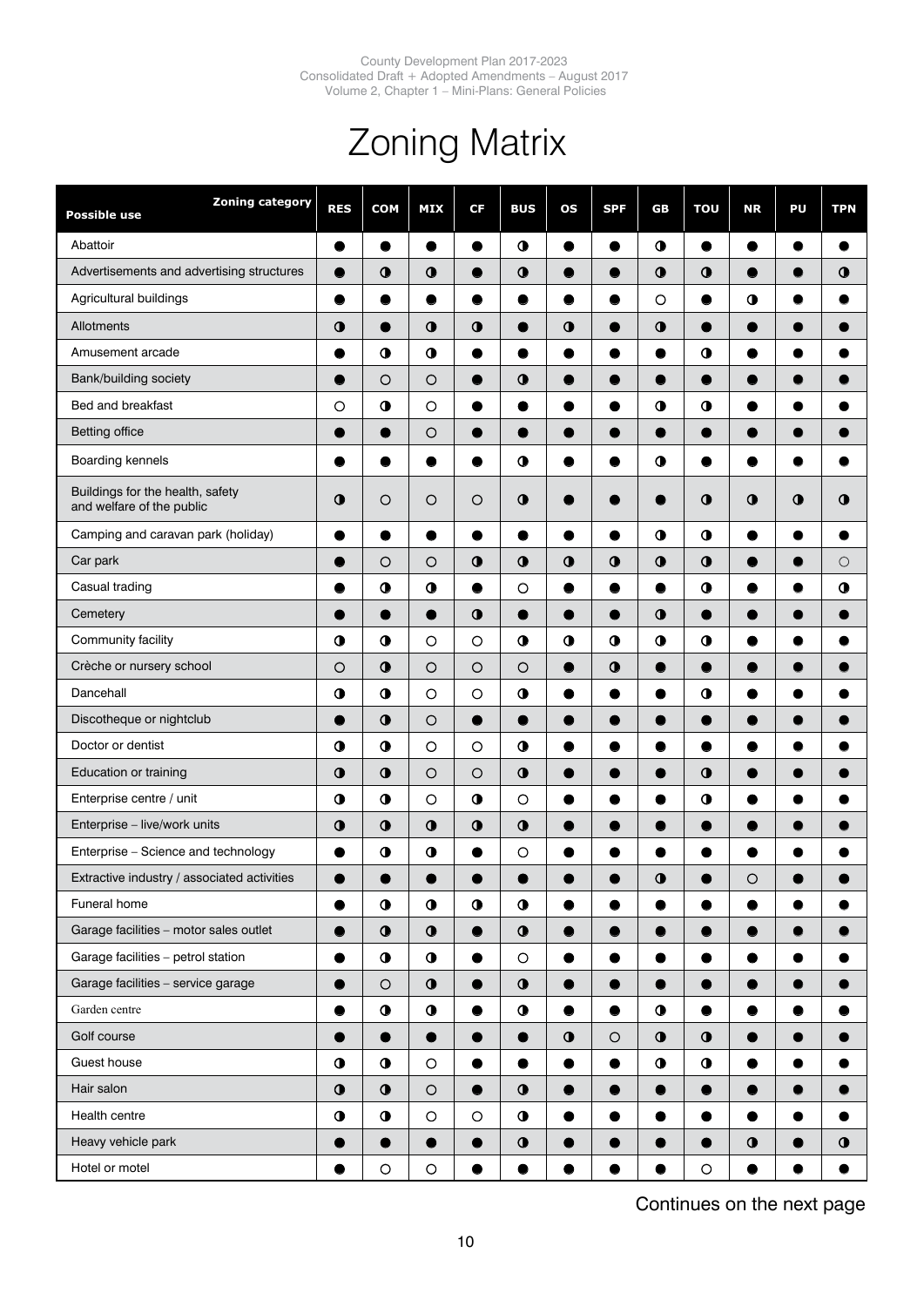# Zoning Matrix

| Possible use / Zoning category | RES | COM | MIX | CF | BUS | OS | SPF | GB | TOU | NR | PU | TPN |
|---|---|---|---|---|---|---|---|---|---|---|---|---|
| Abattoir | ● | ● | ● | ● | ◑ | ● | ● | ◑ | ● | ● | ● | ● |
| Advertisements and advertising structures | ● | ◑ | ◑ | ● | ◑ | ● | ● | ◑ | ◑ | ● | ● | ◑ |
| Agricultural buildings | ● | ● | ● | ● | ● | ● | ● | ○ | ● | ◑ | ● | ● |
| Allotments | ◑ | ● | ◑ | ◑ | ● | ◑ | ● | ◑ | ● | ● | ● | ● |
| Amusement arcade | ● | ◑ | ◑ | ● | ● | ● | ● | ● | ◑ | ● | ● | ● |
| Bank/building society | ● | ○ | ○ | ● | ◑ | ● | ● | ● | ● | ● | ● | ● |
| Bed and breakfast | ○ | ◑ | ○ | ● | ● | ● | ● | ◑ | ◑ | ● | ● | ● |
| Betting office | ● | ● | ○ | ● | ● | ● | ● | ● | ● | ● | ● | ● |
| Boarding kennels | ● | ● | ● | ● | ◑ | ● | ● | ◑ | ● | ● | ● | ● |
| Buildings for the health, safety and welfare of the public | ◑ | ○ | ○ | ○ | ◑ | ● | ● | ● | ◑ | ◑ | ◑ | ◑ |
| Camping and caravan park (holiday) | ● | ● | ● | ● | ● | ● | ● | ◑ | ◑ | ● | ● | ● |
| Car park | ● | ○ | ○ | ◑ | ◑ | ◑ | ◑ | ◑ | ◑ | ● | ● | ○ |
| Casual trading | ● | ◑ | ◑ | ● | ○ | ● | ● | ● | ◑ | ● | ● | ◑ |
| Cemetery | ● | ● | ● | ◑ | ● | ● | ● | ◑ | ● | ● | ● | ● |
| Community facility | ◑ | ◑ | ○ | ○ | ◑ | ◑ | ◑ | ◑ | ◑ | ● | ● | ● |
| Crèche or nursery school | ○ | ◑ | ○ | ○ | ○ | ● | ◑ | ● | ● | ● | ● | ● |
| Dancehall | ◑ | ◑ | ○ | ○ | ◑ | ● | ● | ● | ◑ | ● | ● | ● |
| Discotheque or nightclub | ● | ◑ | ○ | ● | ● | ● | ● | ● | ● | ● | ● | ● |
| Doctor or dentist | ◑ | ◑ | ○ | ○ | ◑ | ● | ● | ● | ● | ● | ● | ● |
| Education or training | ◑ | ◑ | ○ | ○ | ◑ | ● | ● | ● | ◑ | ● | ● | ● |
| Enterprise centre / unit | ◑ | ◑ | ○ | ◑ | ○ | ● | ● | ● | ◑ | ● | ● | ● |
| Enterprise – live/work units | ◑ | ◑ | ◑ | ◑ | ◑ | ● | ● | ● | ● | ● | ● | ● |
| Enterprise – Science and technology | ● | ◑ | ◑ | ● | ○ | ● | ● | ● | ● | ● | ● | ● |
| Extractive industry / associated activities | ● | ● | ● | ● | ● | ● | ● | ◑ | ● | ○ | ● | ● |
| Funeral home | ● | ◑ | ◑ | ◑ | ◑ | ● | ● | ● | ● | ● | ● | ● |
| Garage facilities – motor sales outlet | ● | ◑ | ◑ | ● | ◑ | ● | ● | ● | ● | ● | ● | ● |
| Garage facilities – petrol station | ● | ◑ | ◑ | ● | ○ | ● | ● | ● | ● | ● | ● | ● |
| Garage facilities – service garage | ● | ○ | ◑ | ● | ◑ | ● | ● | ● | ● | ● | ● | ● |
| Garden centre | ● | ◑ | ◑ | ● | ◑ | ● | ● | ◑ | ● | ● | ● | ● |
| Golf course | ● | ● | ● | ● | ● | ◑ | ○ | ◑ | ◑ | ● | ● | ● |
| Guest house | ◑ | ◑ | ○ | ● | ● | ● | ● | ◑ | ◑ | ● | ● | ● |
| Hair salon | ◑ | ◑ | ○ | ● | ◑ | ● | ● | ● | ● | ● | ● | ● |
| Health centre | ◑ | ◑ | ○ | ○ | ◑ | ● | ● | ● | ● | ● | ● | ● |
| Heavy vehicle park | ● | ● | ● | ● | ◑ | ● | ● | ● | ● | ◑ | ● | ◑ |
| Hotel or motel | ● | ○ | ○ | ● | ● | ● | ● | ● | ○ | ● | ● | ● |

Continues on the next page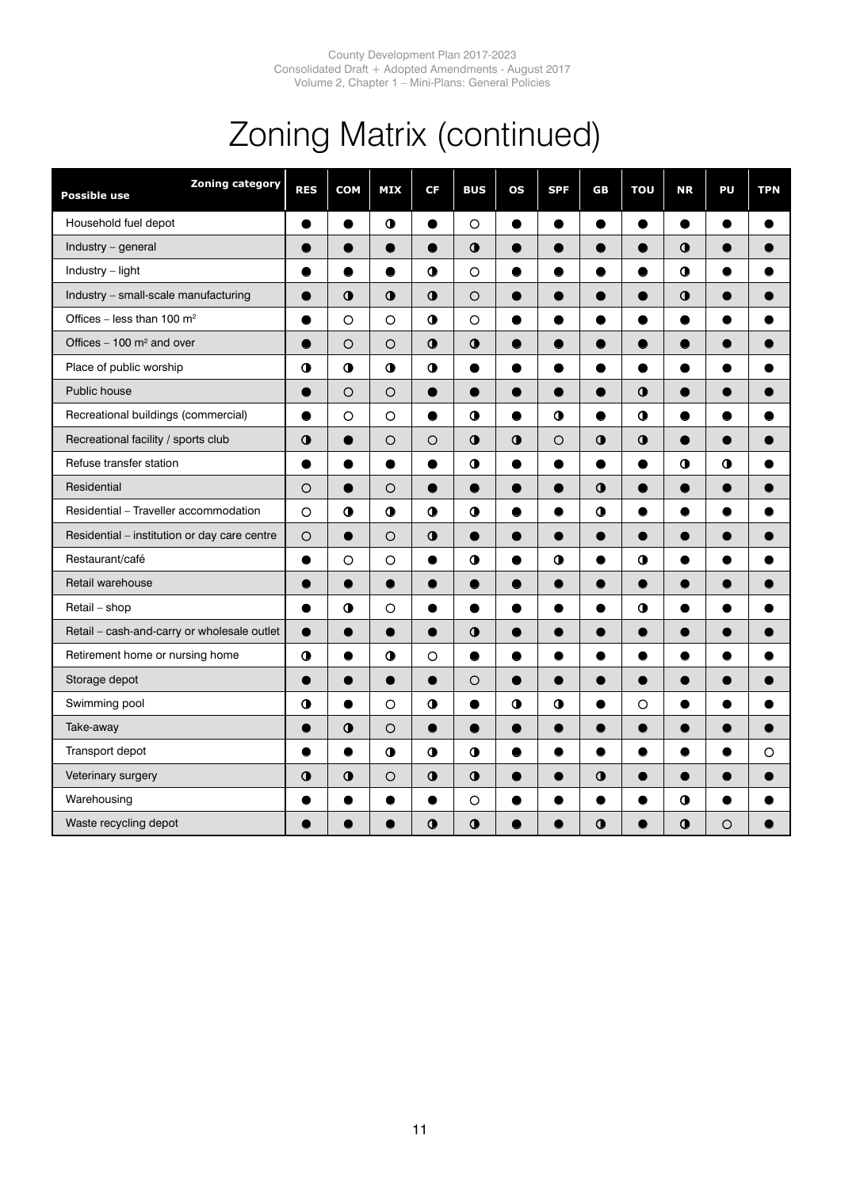# Zoning Matrix (continued)

| Possible use / Zoning category | RES | COM | MIX | CF | BUS | OS | SPF | GB | TOU | NR | PU | TPN |
|---|---|---|---|---|---|---|---|---|---|---|---|---|
| Household fuel depot | ● | ● | ◑ | ● | ○ | ● | ● | ● | ● | ● | ● | ● |
| Industry – general | ● | ● | ● | ● | ◑ | ● | ● | ● | ● | ◑ | ● | ● |
| Industry – light | ● | ● | ● | ◑ | ○ | ● | ● | ● | ● | ◑ | ● | ● |
| Industry – small-scale manufacturing | ● | ◑ | ◑ | ◑ | ○ | ● | ● | ● | ● | ◑ | ● | ● |
| Offices – less than 100 m² | ● | ○ | ○ | ◑ | ○ | ● | ● | ● | ● | ● | ● | ● |
| Offices – 100 m² and over | ● | ○ | ○ | ◑ | ◑ | ● | ● | ● | ● | ● | ● | ● |
| Place of public worship | ◑ | ◑ | ◑ | ◑ | ● | ● | ● | ● | ● | ● | ● | ● |
| Public house | ● | ○ | ○ | ● | ● | ● | ● | ● | ◑ | ● | ● | ● |
| Recreational buildings (commercial) | ● | ○ | ○ | ● | ◑ | ● | ◑ | ● | ◑ | ● | ● | ● |
| Recreational facility / sports club | ◑ | ● | ○ | ○ | ◑ | ◑ | ○ | ◑ | ◑ | ● | ● | ● |
| Refuse transfer station | ● | ● | ● | ● | ◑ | ● | ● | ● | ● | ◑ | ◑ | ● |
| Residential | ○ | ● | ○ | ● | ● | ● | ● | ◑ | ● | ● | ● | ● |
| Residential – Traveller accommodation | ○ | ◑ | ◑ | ◑ | ◑ | ● | ● | ◑ | ● | ● | ● | ● |
| Residential – institution or day care centre | ○ | ● | ○ | ◑ | ● | ● | ● | ● | ● | ● | ● | ● |
| Restaurant/café | ● | ○ | ○ | ● | ◑ | ● | ◑ | ● | ◑ | ● | ● | ● |
| Retail warehouse | ● | ● | ● | ● | ● | ● | ● | ● | ● | ● | ● | ● |
| Retail – shop | ● | ◑ | ○ | ● | ● | ● | ● | ● | ◑ | ● | ● | ● |
| Retail – cash-and-carry or wholesale outlet | ● | ● | ● | ● | ◑ | ● | ● | ● | ● | ● | ● | ● |
| Retirement home or nursing home | ◑ | ● | ◑ | ○ | ● | ● | ● | ● | ● | ● | ● | ● |
| Storage depot | ● | ● | ● | ● | ○ | ● | ● | ● | ● | ● | ● | ● |
| Swimming pool | ◑ | ● | ○ | ◑ | ● | ◑ | ◑ | ● | ○ | ● | ● | ● |
| Take-away | ● | ◑ | ○ | ● | ● | ● | ● | ● | ● | ● | ● | ● |
| Transport depot | ● | ● | ◑ | ◑ | ◑ | ● | ● | ● | ● | ● | ● | ○ |
| Veterinary surgery | ◑ | ◑ | ○ | ◑ | ◑ | ● | ● | ◑ | ● | ● | ● | ● |
| Warehousing | ● | ● | ● | ● | ○ | ● | ● | ● | ● | ◑ | ● | ● |
| Waste recycling depot | ● | ● | ● | ◑ | ◑ | ● | ● | ◑ | ● | ◑ | ○ | ● |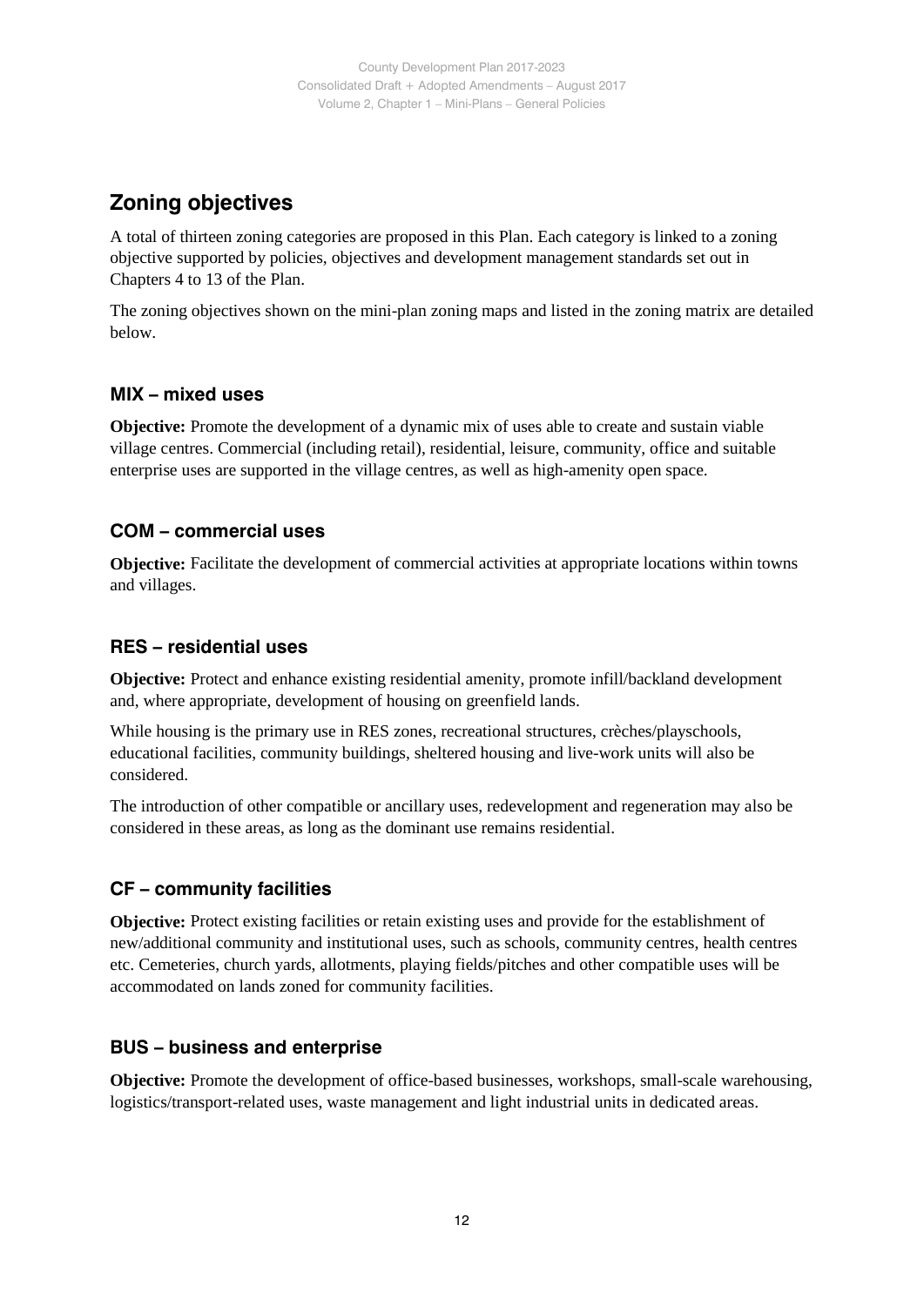## Zoning objectives

A total of thirteen zoning categories are proposed in this Plan. Each category is linked to a zoning objective supported by policies, objectives and development management standards set out in Chapters 4 to 13 of the Plan.

The zoning objectives shown on the mini-plan zoning maps and listed in the zoning matrix are detailed below.

### MIX – mixed uses

**Objective:** Promote the development of a dynamic mix of uses able to create and sustain viable village centres. Commercial (including retail), residential, leisure, community, office and suitable enterprise uses are supported in the village centres, as well as high-amenity open space.

### COM – commercial uses

**Objective:** Facilitate the development of commercial activities at appropriate locations within towns and villages.

### RES – residential uses

**Objective:** Protect and enhance existing residential amenity, promote infill/backland development and, where appropriate, development of housing on greenfield lands.

While housing is the primary use in RES zones, recreational structures, crèches/playschools, educational facilities, community buildings, sheltered housing and live-work units will also be considered.

The introduction of other compatible or ancillary uses, redevelopment and regeneration may also be considered in these areas, as long as the dominant use remains residential.

### CF – community facilities

**Objective:** Protect existing facilities or retain existing uses and provide for the establishment of new/additional community and institutional uses, such as schools, community centres, health centres etc. Cemeteries, church yards, allotments, playing fields/pitches and other compatible uses will be accommodated on lands zoned for community facilities.

### BUS – business and enterprise

**Objective:** Promote the development of office-based businesses, workshops, small-scale warehousing, logistics/transport-related uses, waste management and light industrial units in dedicated areas.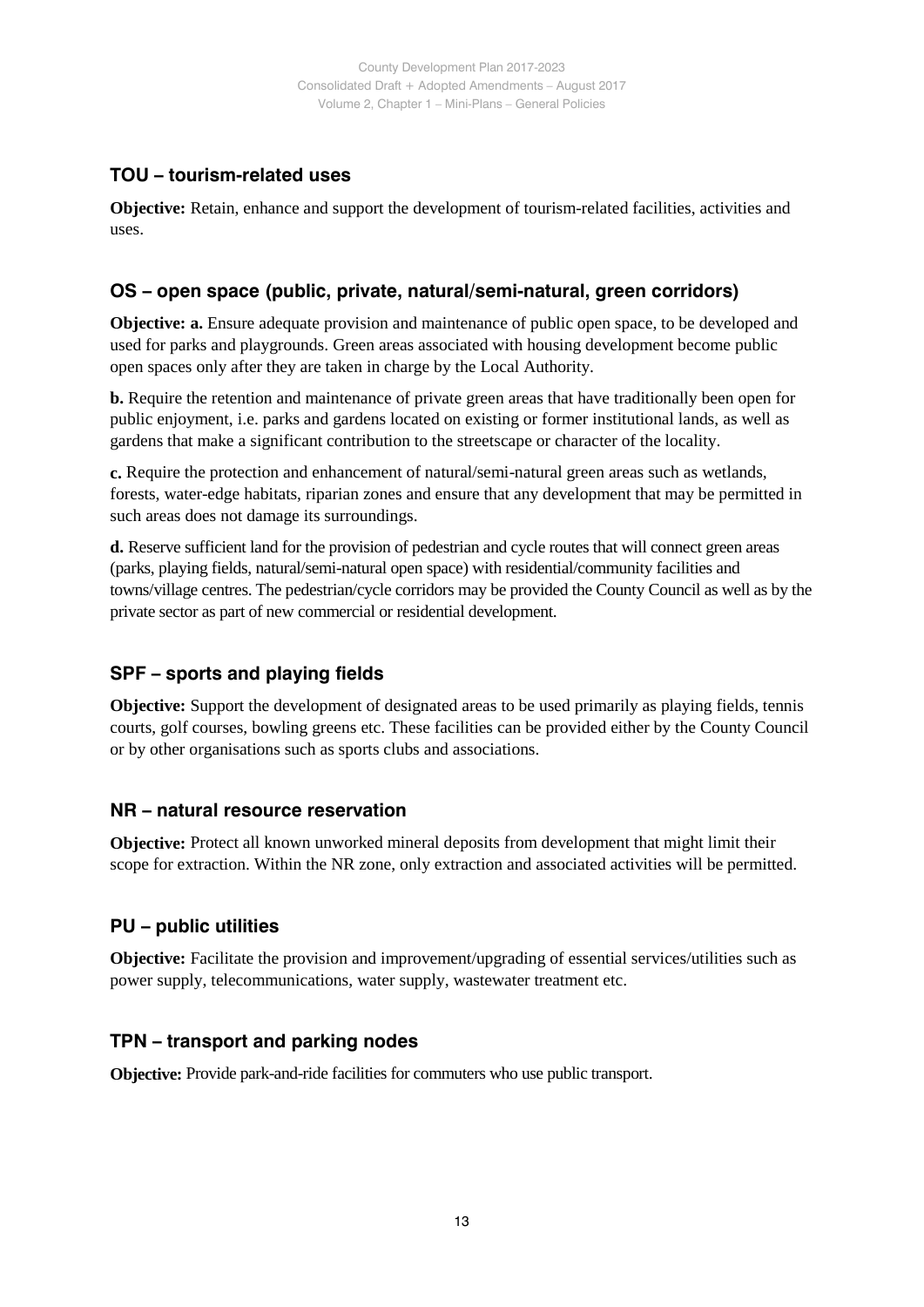## TOU – tourism-related uses

**Objective:** Retain, enhance and support the development of tourism-related facilities, activities and uses.

## OS – open space (public, private, natural/semi-natural, green corridors)

**Objective: a.** Ensure adequate provision and maintenance of public open space, to be developed and used for parks and playgrounds. Green areas associated with housing development become public open spaces only after they are taken in charge by the Local Authority.

**b.** Require the retention and maintenance of private green areas that have traditionally been open for public enjoyment, i.e. parks and gardens located on existing or former institutional lands, as well as gardens that make a significant contribution to the streetscape or character of the locality.

**c.** Require the protection and enhancement of natural/semi-natural green areas such as wetlands, forests, water-edge habitats, riparian zones and ensure that any development that may be permitted in such areas does not damage its surroundings.

**d.** Reserve sufficient land for the provision of pedestrian and cycle routes that will connect green areas (parks, playing fields, natural/semi-natural open space) with residential/community facilities and towns/village centres. The pedestrian/cycle corridors may be provided the County Council as well as by the private sector as part of new commercial or residential development.

## SPF – sports and playing fields

**Objective:** Support the development of designated areas to be used primarily as playing fields, tennis courts, golf courses, bowling greens etc. These facilities can be provided either by the County Council or by other organisations such as sports clubs and associations.

## NR – natural resource reservation

**Objective:** Protect all known unworked mineral deposits from development that might limit their scope for extraction. Within the NR zone, only extraction and associated activities will be permitted.

## PU – public utilities

**Objective:** Facilitate the provision and improvement/upgrading of essential services/utilities such as power supply, telecommunications, water supply, wastewater treatment etc.

## TPN – transport and parking nodes

**Objective:** Provide park-and-ride facilities for commuters who use public transport.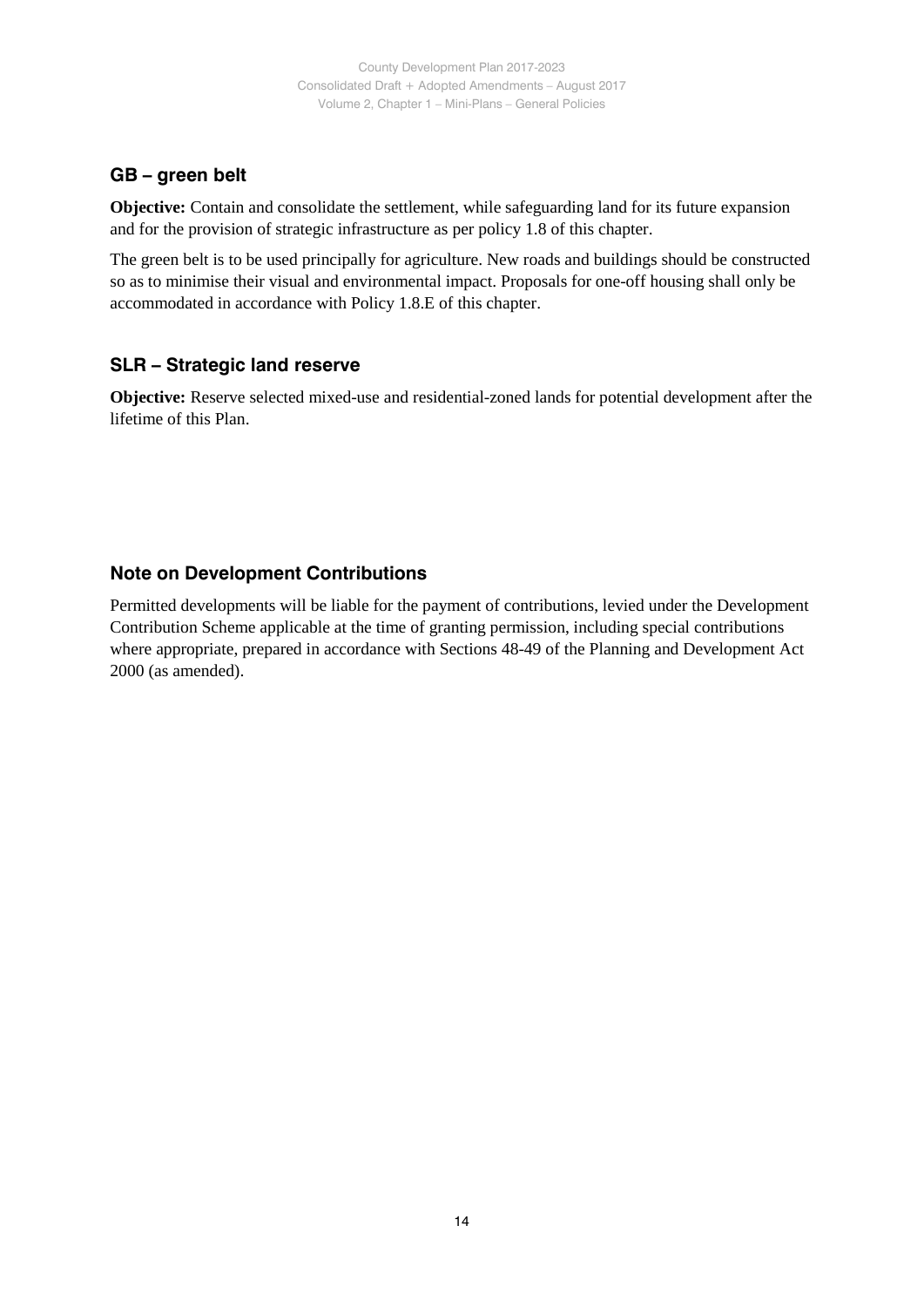## GB – green belt

**Objective:** Contain and consolidate the settlement, while safeguarding land for its future expansion and for the provision of strategic infrastructure as per policy 1.8 of this chapter.

The green belt is to be used principally for agriculture. New roads and buildings should be constructed so as to minimise their visual and environmental impact. Proposals for one-off housing shall only be accommodated in accordance with Policy 1.8.E of this chapter.

## SLR – Strategic land reserve

**Objective:** Reserve selected mixed-use and residential-zoned lands for potential development after the lifetime of this Plan.

## Note on Development Contributions

Permitted developments will be liable for the payment of contributions, levied under the Development Contribution Scheme applicable at the time of granting permission, including special contributions where appropriate, prepared in accordance with Sections 48-49 of the Planning and Development Act 2000 (as amended).